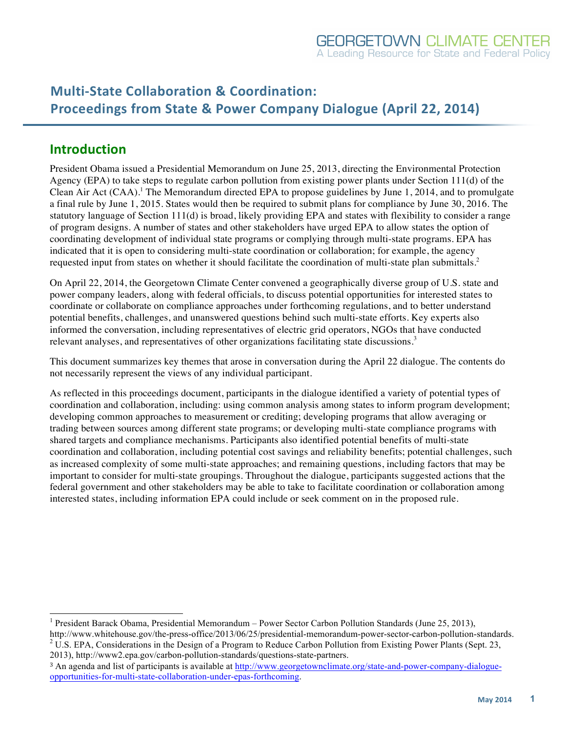# Multi-State Collaboration & Coordination: Proceedings from State & Power Company Dialogue (April 22, 2014)

## Introduction

President Obama issued a Presidential Memorandum on June 25, 2013, directing the Environmental Protection Agency (EPA) to take steps to regulate carbon pollution from existing power plants under Section 111(d) of the Clean Air Act (CAA).[1] The Memorandum directed EPA to propose guidelines by June 1, 2014, and to promulgate a final rule by June 1, 2015. States would then be required to submit plans for compliance by June 30, 2016. The statutory language of Section 111(d) is broad, likely providing EPA and states with flexibility to consider a range of program designs. A number of states and other stakeholders have urged EPA to allow states the option of coordinating development of individual state programs or complying through multi-state programs. EPA has indicated that it is open to considering multi-state coordination or collaboration; for example, the agency requested input from states on whether it should facilitate the coordination of multi-state plan submittals.[2]

On April 22, 2014, the Georgetown Climate Center convened a geographically diverse group of U.S. state and power company leaders, along with federal officials, to discuss potential opportunities for interested states to coordinate or collaborate on compliance approaches under forthcoming regulations, and to better understand potential benefits, challenges, and unanswered questions behind such multi-state efforts. Key experts also informed the conversation, including representatives of electric grid operators, NGOs that have conducted relevant analyses, and representatives of other organizations facilitating state discussions.[3]

This document summarizes key themes that arose in conversation during the April 22 dialogue. The contents do not necessarily represent the views of any individual participant.

As reflected in this proceedings document, participants in the dialogue identified a variety of potential types of coordination and collaboration, including: using common analysis among states to inform program development; developing common approaches to measurement or crediting; developing programs that allow averaging or trading between sources among different state programs; or developing multi-state compliance programs with shared targets and compliance mechanisms. Participants also identified potential benefits of multi-state coordination and collaboration, including potential cost savings and reliability benefits; potential challenges, such as increased complexity of some multi-state approaches; and remaining questions, including factors that may be important to consider for multi-state groupings. Throughout the dialogue, participants suggested actions that the federal government and other stakeholders may be able to take to facilitate coordination or collaboration among interested states, including information EPA could include or seek comment on in the proposed rule.

---

[1] President Barack Obama, Presidential Memorandum – Power Sector Carbon Pollution Standards (June 25, 2013), http://www.whitehouse.gov/the-press-office/2013/06/25/presidential-memorandum-power-sector-carbon-pollution-standards.

[2] U.S. EPA, Considerations in the Design of a Program to Reduce Carbon Pollution from Existing Power Plants (Sept. 23, 2013), http://www2.epa.gov/carbon-pollution-standards/questions-state-partners.

[3] An agenda and list of participants is available at http://www.georgetownclimate.org/state-and-power-company-dialogue-opportunities-for-multi-state-collaboration-under-epas-forthcoming.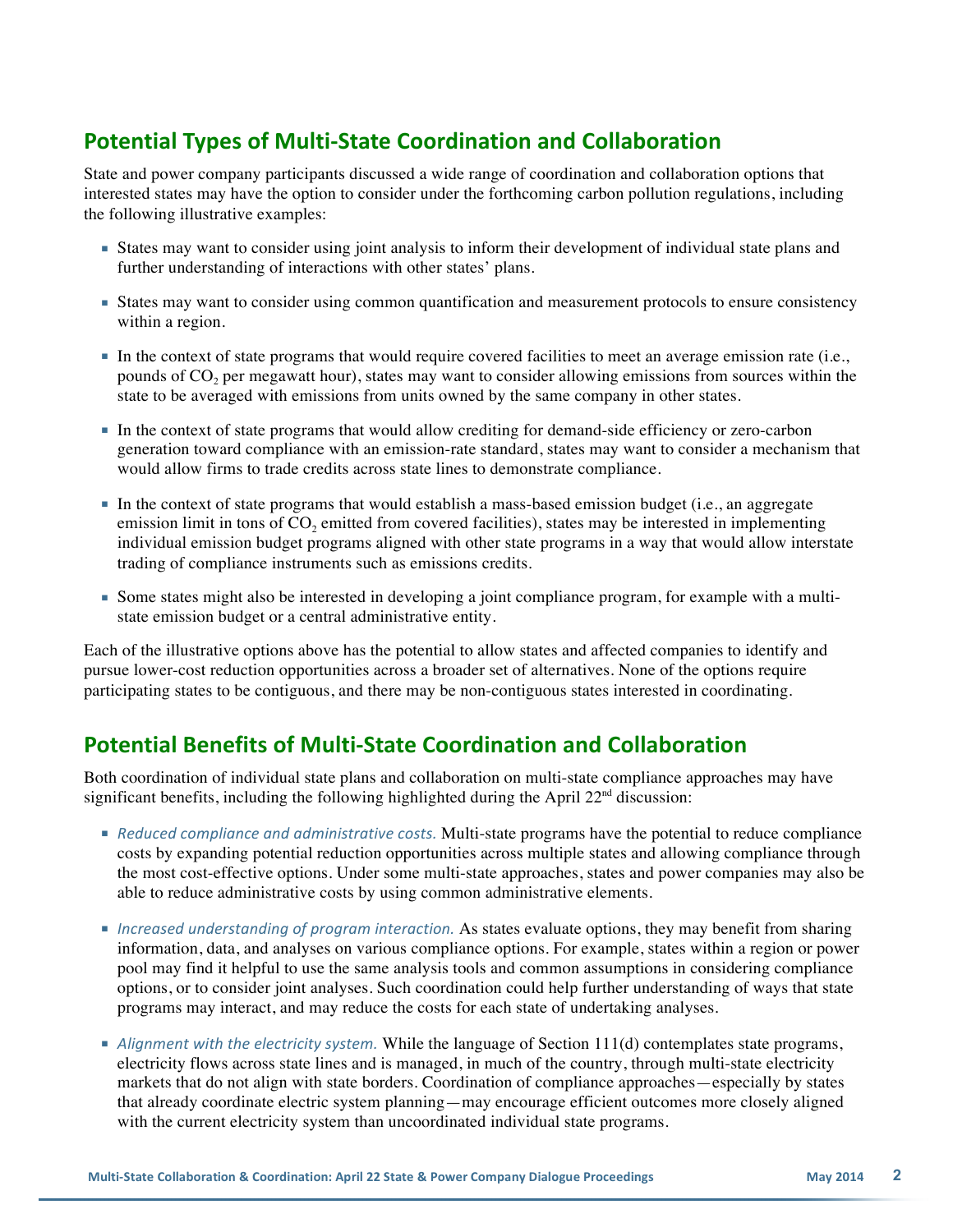## Potential Types of Multi-State Coordination and Collaboration

State and power company participants discussed a wide range of coordination and collaboration options that interested states may have the option to consider under the forthcoming carbon pollution regulations, including the following illustrative examples:

- States may want to consider using joint analysis to inform their development of individual state plans and further understanding of interactions with other states' plans.
- States may want to consider using common quantification and measurement protocols to ensure consistency within a region.
- In the context of state programs that would require covered facilities to meet an average emission rate (i.e., pounds of $CO_2$ per megawatt hour), states may want to consider allowing emissions from sources within the state to be averaged with emissions from units owned by the same company in other states.
- In the context of state programs that would allow crediting for demand-side efficiency or zero-carbon generation toward compliance with an emission-rate standard, states may want to consider a mechanism that would allow firms to trade credits across state lines to demonstrate compliance.
- In the context of state programs that would establish a mass-based emission budget (i.e., an aggregate emission limit in tons of $CO_2$ emitted from covered facilities), states may be interested in implementing individual emission budget programs aligned with other state programs in a way that would allow interstate trading of compliance instruments such as emissions credits.
- Some states might also be interested in developing a joint compliance program, for example with a multi-state emission budget or a central administrative entity.

Each of the illustrative options above has the potential to allow states and affected companies to identify and pursue lower-cost reduction opportunities across a broader set of alternatives. None of the options require participating states to be contiguous, and there may be non-contiguous states interested in coordinating.

## Potential Benefits of Multi-State Coordination and Collaboration

Both coordination of individual state plans and collaboration on multi-state compliance approaches may have significant benefits, including the following highlighted during the April 22nd discussion:

- *Reduced compliance and administrative costs.* Multi-state programs have the potential to reduce compliance costs by expanding potential reduction opportunities across multiple states and allowing compliance through the most cost-effective options. Under some multi-state approaches, states and power companies may also be able to reduce administrative costs by using common administrative elements.
- *Increased understanding of program interaction.* As states evaluate options, they may benefit from sharing information, data, and analyses on various compliance options. For example, states within a region or power pool may find it helpful to use the same analysis tools and common assumptions in considering compliance options, or to consider joint analyses. Such coordination could help further understanding of ways that state programs may interact, and may reduce the costs for each state of undertaking analyses.
- *Alignment with the electricity system.* While the language of Section 111(d) contemplates state programs, electricity flows across state lines and is managed, in much of the country, through multi-state electricity markets that do not align with state borders. Coordination of compliance approaches—especially by states that already coordinate electric system planning—may encourage efficient outcomes more closely aligned with the current electricity system than uncoordinated individual state programs.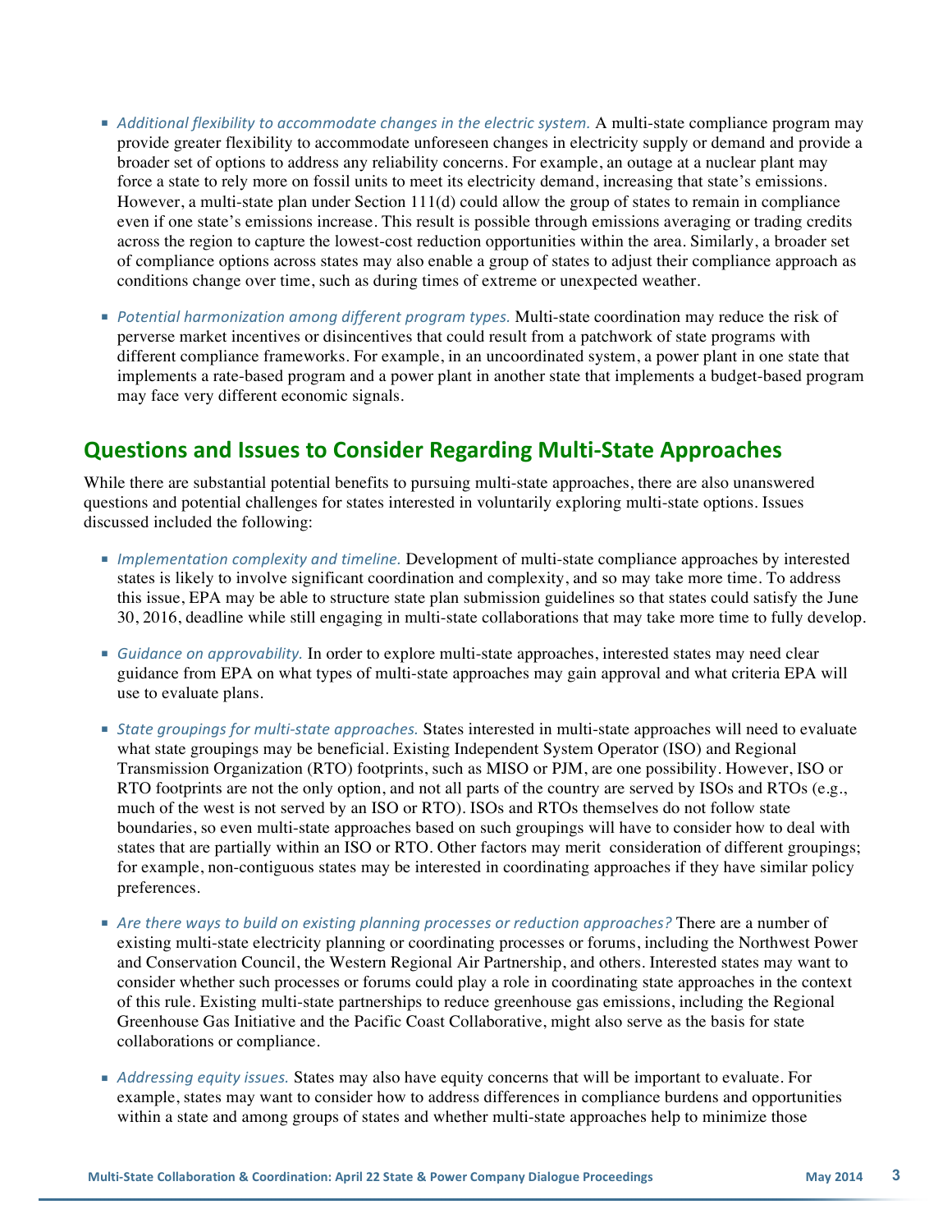- *Additional flexibility to accommodate changes in the electric system.* A multi-state compliance program may provide greater flexibility to accommodate unforeseen changes in electricity supply or demand and provide a broader set of options to address any reliability concerns. For example, an outage at a nuclear plant may force a state to rely more on fossil units to meet its electricity demand, increasing that state's emissions. However, a multi-state plan under Section 111(d) could allow the group of states to remain in compliance even if one state's emissions increase. This result is possible through emissions averaging or trading credits across the region to capture the lowest-cost reduction opportunities within the area. Similarly, a broader set of compliance options across states may also enable a group of states to adjust their compliance approach as conditions change over time, such as during times of extreme or unexpected weather.

- *Potential harmonization among different program types.* Multi-state coordination may reduce the risk of perverse market incentives or disincentives that could result from a patchwork of state programs with different compliance frameworks. For example, in an uncoordinated system, a power plant in one state that implements a rate-based program and a power plant in another state that implements a budget-based program may face very different economic signals.

## Questions and Issues to Consider Regarding Multi-State Approaches

While there are substantial potential benefits to pursuing multi-state approaches, there are also unanswered questions and potential challenges for states interested in voluntarily exploring multi-state options. Issues discussed included the following:

- *Implementation complexity and timeline.* Development of multi-state compliance approaches by interested states is likely to involve significant coordination and complexity, and so may take more time. To address this issue, EPA may be able to structure state plan submission guidelines so that states could satisfy the June 30, 2016, deadline while still engaging in multi-state collaborations that may take more time to fully develop.

- *Guidance on approvability.* In order to explore multi-state approaches, interested states may need clear guidance from EPA on what types of multi-state approaches may gain approval and what criteria EPA will use to evaluate plans.

- *State groupings for multi-state approaches.* States interested in multi-state approaches will need to evaluate what state groupings may be beneficial. Existing Independent System Operator (ISO) and Regional Transmission Organization (RTO) footprints, such as MISO or PJM, are one possibility. However, ISO or RTO footprints are not the only option, and not all parts of the country are served by ISOs and RTOs (e.g., much of the west is not served by an ISO or RTO). ISOs and RTOs themselves do not follow state boundaries, so even multi-state approaches based on such groupings will have to consider how to deal with states that are partially within an ISO or RTO. Other factors may merit consideration of different groupings; for example, non-contiguous states may be interested in coordinating approaches if they have similar policy preferences.

- *Are there ways to build on existing planning processes or reduction approaches?* There are a number of existing multi-state electricity planning or coordinating processes or forums, including the Northwest Power and Conservation Council, the Western Regional Air Partnership, and others. Interested states may want to consider whether such processes or forums could play a role in coordinating state approaches in the context of this rule. Existing multi-state partnerships to reduce greenhouse gas emissions, including the Regional Greenhouse Gas Initiative and the Pacific Coast Collaborative, might also serve as the basis for state collaborations or compliance.

- *Addressing equity issues.* States may also have equity concerns that will be important to evaluate. For example, states may want to consider how to address differences in compliance burdens and opportunities within a state and among groups of states and whether multi-state approaches help to minimize those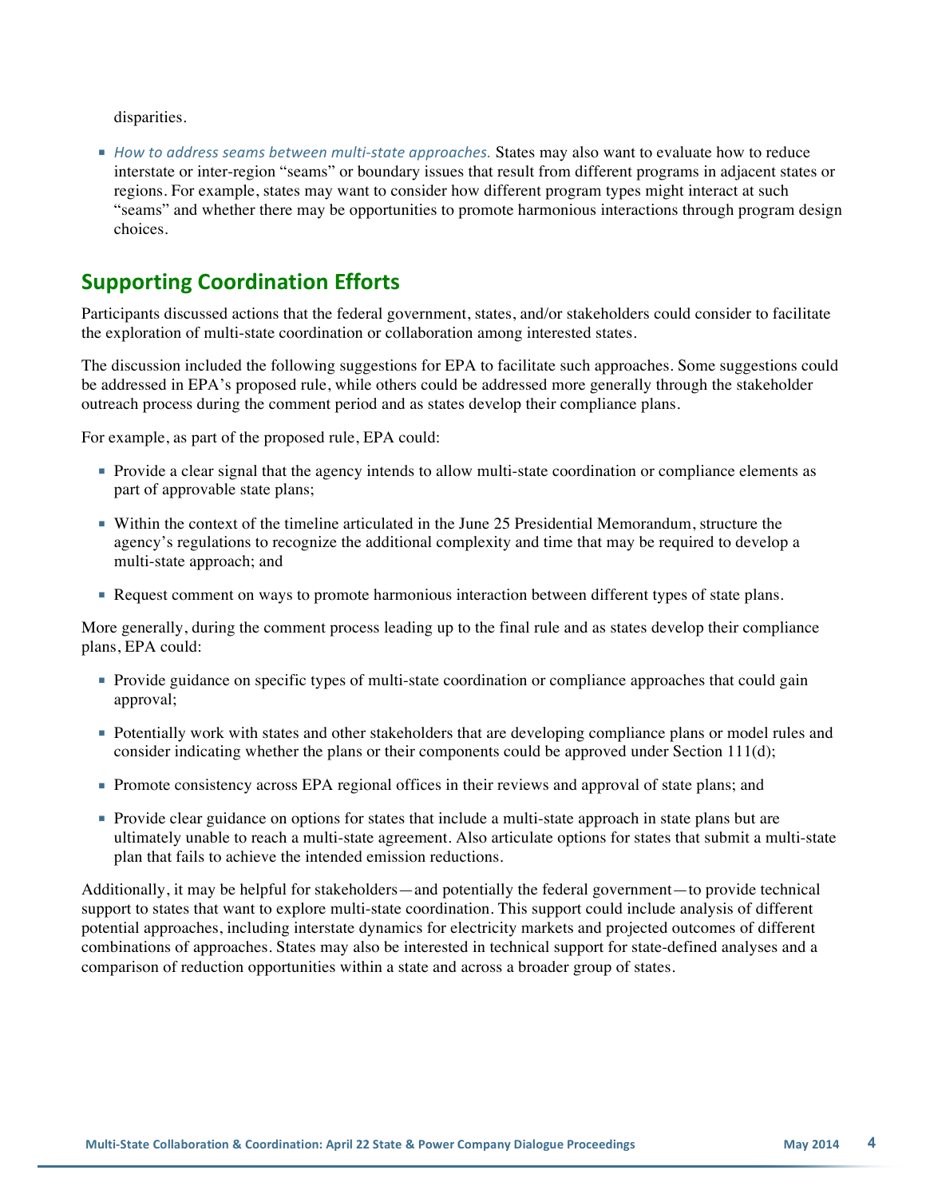disparities.

- *How to address seams between multi-state approaches.* States may also want to evaluate how to reduce interstate or inter-region "seams" or boundary issues that result from different programs in adjacent states or regions. For example, states may want to consider how different program types might interact at such "seams" and whether there may be opportunities to promote harmonious interactions through program design choices.

## Supporting Coordination Efforts

Participants discussed actions that the federal government, states, and/or stakeholders could consider to facilitate the exploration of multi-state coordination or collaboration among interested states.

The discussion included the following suggestions for EPA to facilitate such approaches. Some suggestions could be addressed in EPA's proposed rule, while others could be addressed more generally through the stakeholder outreach process during the comment period and as states develop their compliance plans.

For example, as part of the proposed rule, EPA could:

- Provide a clear signal that the agency intends to allow multi-state coordination or compliance elements as part of approvable state plans;
- Within the context of the timeline articulated in the June 25 Presidential Memorandum, structure the agency's regulations to recognize the additional complexity and time that may be required to develop a multi-state approach; and
- Request comment on ways to promote harmonious interaction between different types of state plans.

More generally, during the comment process leading up to the final rule and as states develop their compliance plans, EPA could:

- Provide guidance on specific types of multi-state coordination or compliance approaches that could gain approval;
- Potentially work with states and other stakeholders that are developing compliance plans or model rules and consider indicating whether the plans or their components could be approved under Section 111(d);
- Promote consistency across EPA regional offices in their reviews and approval of state plans; and
- Provide clear guidance on options for states that include a multi-state approach in state plans but are ultimately unable to reach a multi-state agreement. Also articulate options for states that submit a multi-state plan that fails to achieve the intended emission reductions.

Additionally, it may be helpful for stakeholders—and potentially the federal government—to provide technical support to states that want to explore multi-state coordination. This support could include analysis of different potential approaches, including interstate dynamics for electricity markets and projected outcomes of different combinations of approaches. States may also be interested in technical support for state-defined analyses and a comparison of reduction opportunities within a state and across a broader group of states.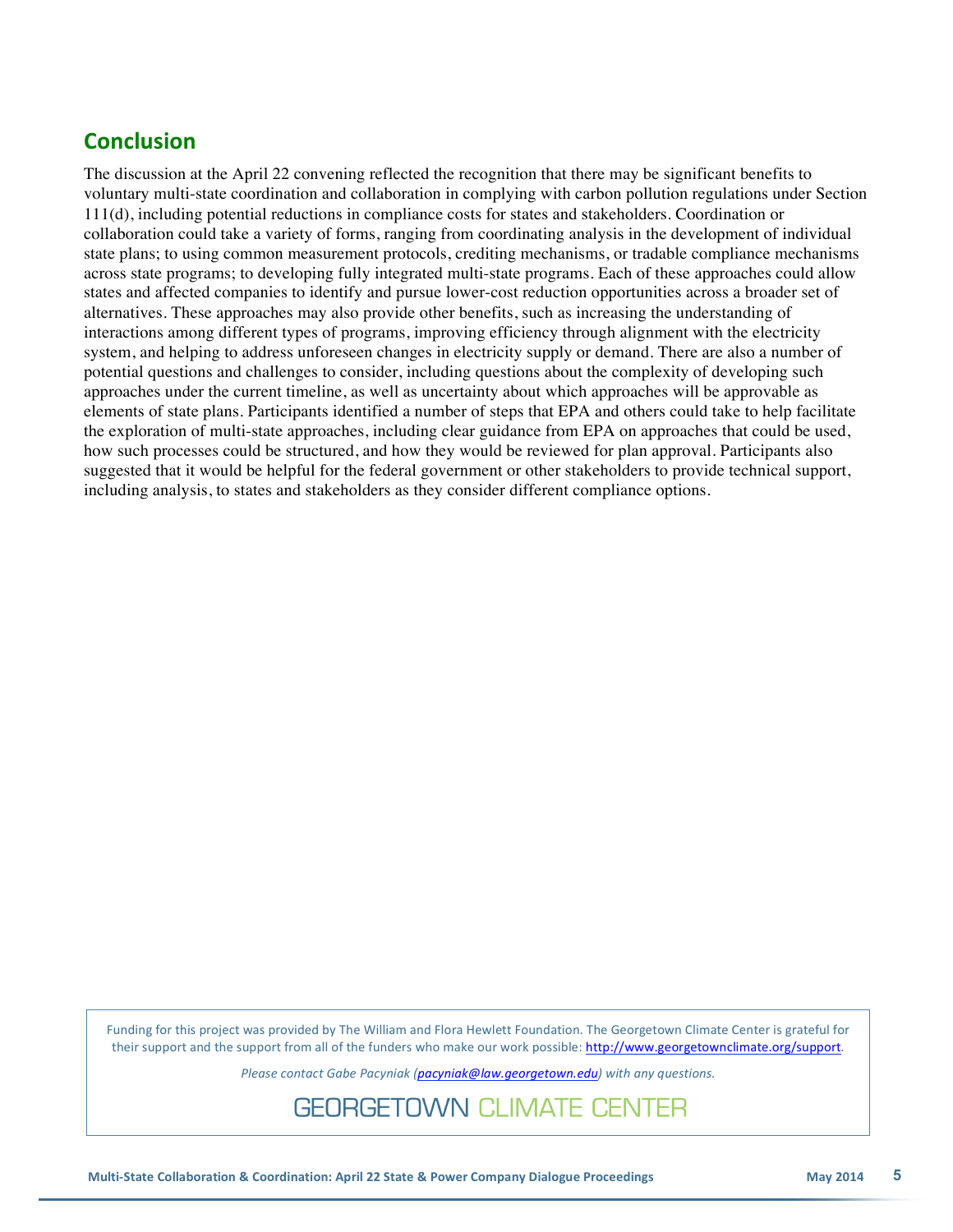## Conclusion

The discussion at the April 22 convening reflected the recognition that there may be significant benefits to voluntary multi-state coordination and collaboration in complying with carbon pollution regulations under Section 111(d), including potential reductions in compliance costs for states and stakeholders. Coordination or collaboration could take a variety of forms, ranging from coordinating analysis in the development of individual state plans; to using common measurement protocols, crediting mechanisms, or tradable compliance mechanisms across state programs; to developing fully integrated multi-state programs. Each of these approaches could allow states and affected companies to identify and pursue lower-cost reduction opportunities across a broader set of alternatives. These approaches may also provide other benefits, such as increasing the understanding of interactions among different types of programs, improving efficiency through alignment with the electricity system, and helping to address unforeseen changes in electricity supply or demand. There are also a number of potential questions and challenges to consider, including questions about the complexity of developing such approaches under the current timeline, as well as uncertainty about which approaches will be approvable as elements of state plans. Participants identified a number of steps that EPA and others could take to help facilitate the exploration of multi-state approaches, including clear guidance from EPA on approaches that could be used, how such processes could be structured, and how they would be reviewed for plan approval. Participants also suggested that it would be helpful for the federal government or other stakeholders to provide technical support, including analysis, to states and stakeholders as they consider different compliance options.

Funding for this project was provided by The William and Flora Hewlett Foundation. The Georgetown Climate Center is grateful for their support and the support from all of the funders who make our work possible: http://www.georgetownclimate.org/support.

*Please contact Gabe Pacyniak (pacyniak@law.georgetown.edu) with any questions.*

GEORGETOWN CLIMATE CENTER